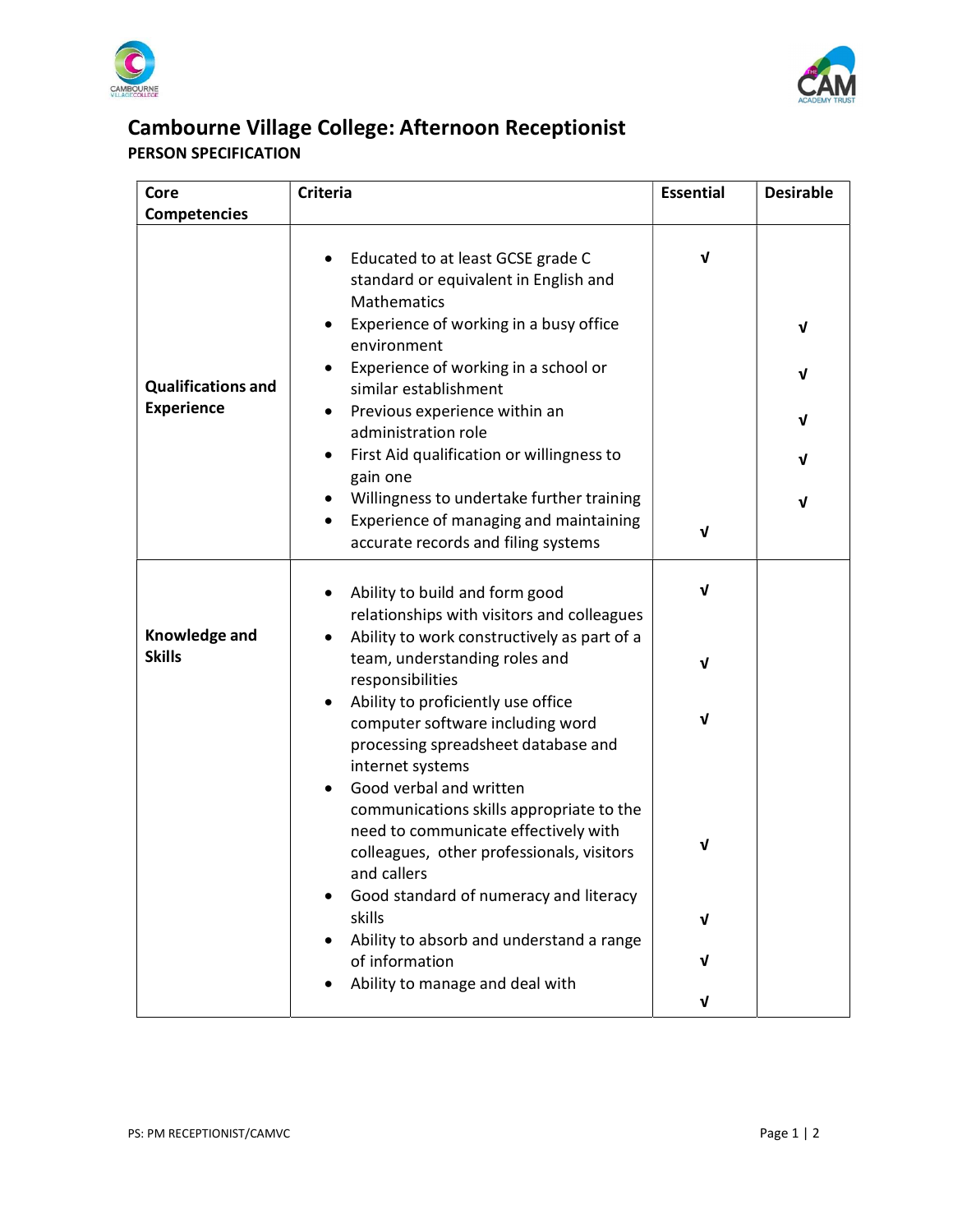# Cambourne Village College: Afternoon Receptionist

**PERSON SPECIFICATION**

| Core Competencies | Criteria | Essential | Desirable |
|---|---|---|---|
| **Qualifications and Experience** | • Educated to at least GCSE grade C standard or equivalent in English and Mathematics | √ | |
| | • Experience of working in a busy office environment | | √ |
| | • Experience of working in a school or similar establishment | | √ |
| | • Previous experience within an administration role | | √ |
| | • First Aid qualification or willingness to gain one | | √ |
| | • Willingness to undertake further training | | √ |
| | • Experience of managing and maintaining accurate records and filing systems | √ | |
| **Knowledge and Skills** | • Ability to build and form good relationships with visitors and colleagues | √ | |
| | • Ability to work constructively as part of a team, understanding roles and responsibilities | √ | |
| | • Ability to proficiently use office computer software including word processing spreadsheet database and internet systems | √ | |
| | • Good verbal and written communications skills appropriate to the need to communicate effectively with colleagues, other professionals, visitors and callers | √ | |
| | • Good standard of numeracy and literacy skills | √ | |
| | • Ability to absorb and understand a range of information | √ | |
| | • Ability to manage and deal with | √ | |

PS: PM RECEPTIONIST/CAMVC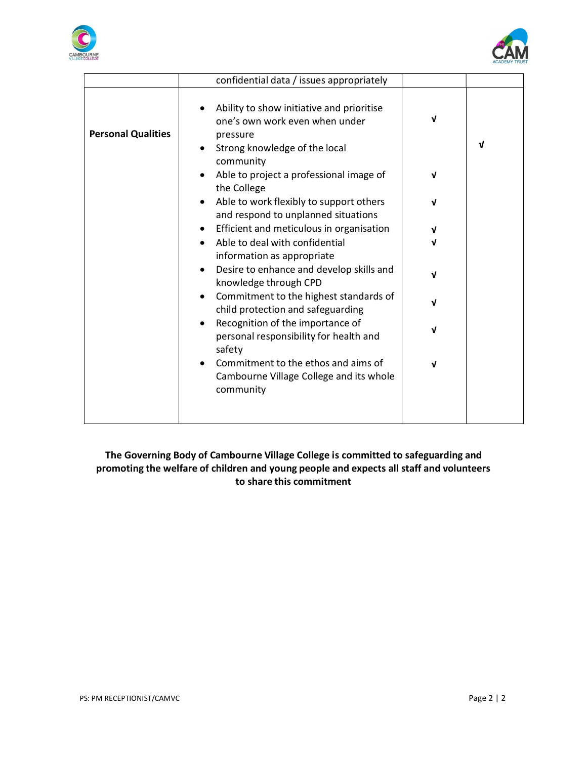| | | | |
|---|---|---|---|
| | confidential data / issues appropriately | | |
| **Personal Qualities** | • Ability to show initiative and prioritise one's own work even when under pressure | √ | |
| | • Strong knowledge of the local community | | √ |
| | • Able to project a professional image of the College | √ | |
| | • Able to work flexibly to support others and respond to unplanned situations | √ | |
| | • Efficient and meticulous in organisation | √ | |
| | • Able to deal with confidential information as appropriate | √ | |
| | • Desire to enhance and develop skills and knowledge through CPD | √ | |
| | • Commitment to the highest standards of child protection and safeguarding | √ | |
| | • Recognition of the importance of personal responsibility for health and safety | √ | |
| | • Commitment to the ethos and aims of Cambourne Village College and its whole community | √ | |

**The Governing Body of Cambourne Village College is committed to safeguarding and promoting the welfare of children and young people and expects all staff and volunteers to share this commitment**

PS: PM RECEPTIONIST/CAMVC